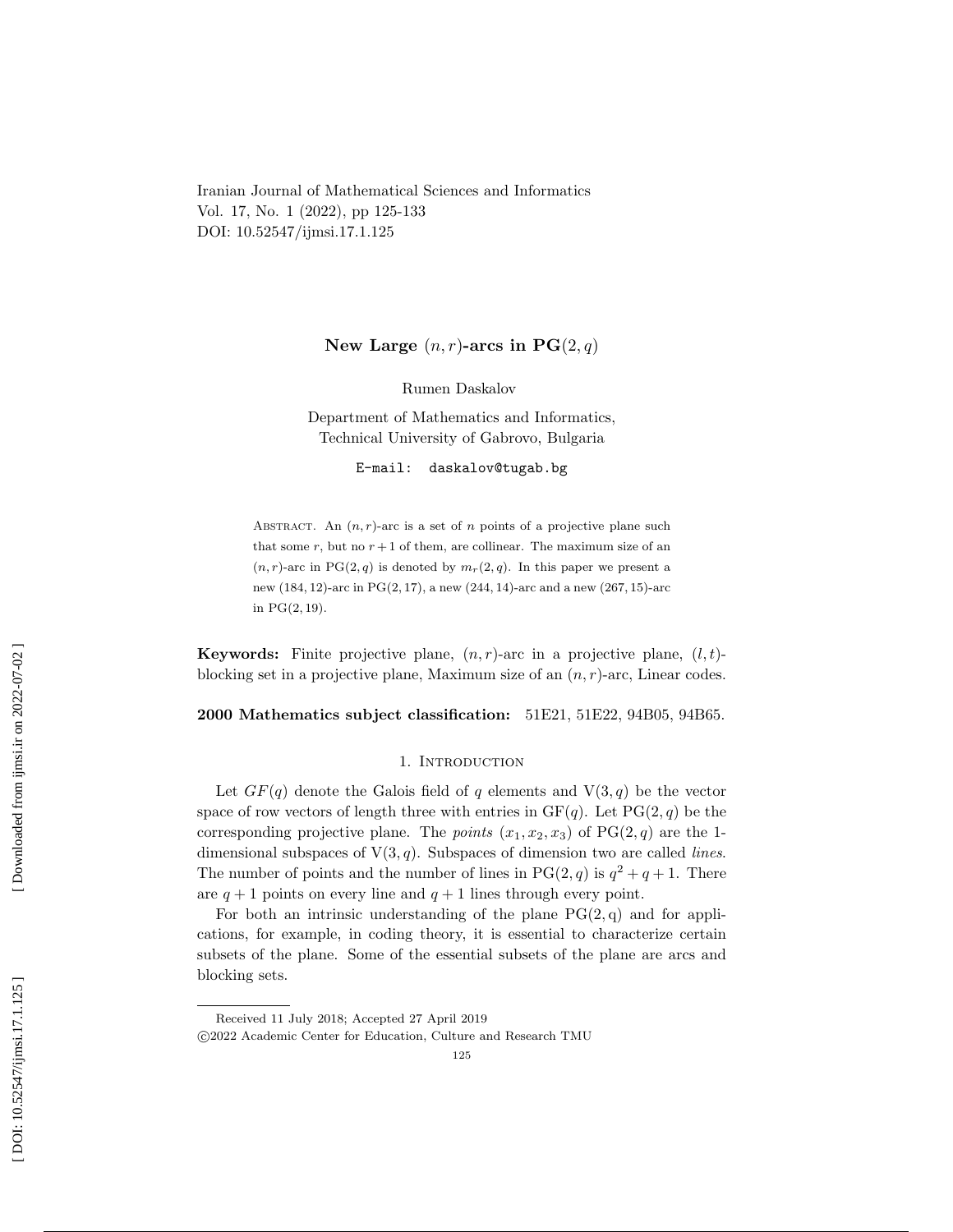Iranian Journal of Mathematical Sciences and Informatics
Vol. 17, No. 1 (2022), pp 125-133
DOI: 10.52547/ijmsi.17.1.125

# New Large $(n, r)$-arcs in PG$(2, q)$

Rumen Daskalov

Department of Mathematics and Informatics,
Technical University of Gabrovo, Bulgaria

E-mail: daskalov@tugab.bg

Abstract. An $(n, r)$-arc is a set of $n$ points of a projective plane such that some $r$, but no $r+1$ of them, are collinear. The maximum size of an $(n, r)$-arc in PG$(2, q)$ is denoted by $m_r(2, q)$. In this paper we present a new $(184, 12)$-arc in PG$(2, 17)$, a new $(244, 14)$-arc and a new $(267, 15)$-arc in PG$(2, 19)$.

**Keywords:** Finite projective plane, $(n, r)$-arc in a projective plane, $(l, t)$-blocking set in a projective plane, Maximum size of an $(n, r)$-arc, Linear codes.

**2000 Mathematics subject classification:** 51E21, 51E22, 94B05, 94B65.

## 1. Introduction

Let $GF(q)$ denote the Galois field of $q$ elements and V$(3, q)$ be the vector space of row vectors of length three with entries in GF$(q)$. Let PG$(2, q)$ be the corresponding projective plane. The *points* $(x_1, x_2, x_3)$ of PG$(2, q)$ are the 1-dimensional subspaces of V$(3, q)$. Subspaces of dimension two are called *lines*. The number of points and the number of lines in PG$(2, q)$ is $q^2 + q + 1$. There are $q + 1$ points on every line and $q + 1$ lines through every point.

For both an intrinsic understanding of the plane PG(2, q) and for applications, for example, in coding theory, it is essential to characterize certain subsets of the plane. Some of the essential subsets of the plane are arcs and blocking sets.

Received 11 July 2018; Accepted 27 April 2019

©2022 Academic Center for Education, Culture and Research TMU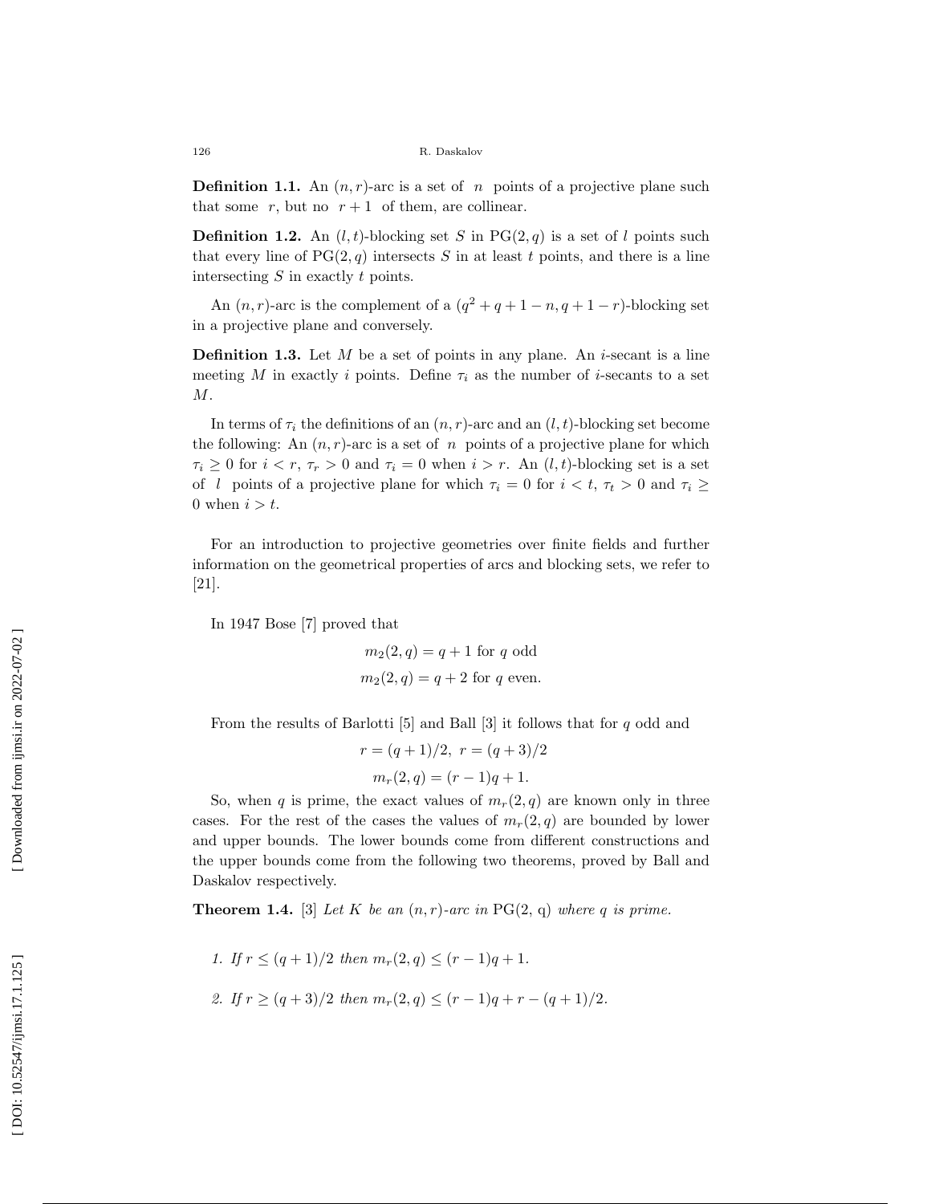**Definition 1.1.** An $(n, r)$-arc is a set of $n$ points of a projective plane such that some $r$, but no $r+1$ of them, are collinear.

**Definition 1.2.** An $(l, t)$-blocking set $S$ in $\mathrm{PG}(2, q)$ is a set of $l$ points such that every line of $\mathrm{PG}(2, q)$ intersects $S$ in at least $t$ points, and there is a line intersecting $S$ in exactly $t$ points.

An $(n, r)$-arc is the complement of a $(q^2 + q + 1 - n, q + 1 - r)$-blocking set in a projective plane and conversely.

**Definition 1.3.** Let $M$ be a set of points in any plane. An $i$-secant is a line meeting $M$ in exactly $i$ points. Define $\tau_i$ as the number of $i$-secants to a set $M$.

In terms of $\tau_i$ the definitions of an $(n, r)$-arc and an $(l, t)$-blocking set become the following: An $(n, r)$-arc is a set of $n$ points of a projective plane for which $\tau_i \geq 0$ for $i < r$, $\tau_r > 0$ and $\tau_i = 0$ when $i > r$. An $(l, t)$-blocking set is a set of $l$ points of a projective plane for which $\tau_i = 0$ for $i < t$, $\tau_t > 0$ and $\tau_i \geq 0$ when $i > t$.

For an introduction to projective geometries over finite fields and further information on the geometrical properties of arcs and blocking sets, we refer to [21].

In 1947 Bose [7] proved that

$$m_2(2, q) = q + 1 \text{ for } q \text{ odd}$$
$$m_2(2, q) = q + 2 \text{ for } q \text{ even.}$$

From the results of Barlotti [5] and Ball [3] it follows that for $q$ odd and

$$r = (q + 1)/2, \; r = (q + 3)/2$$
$$m_r(2, q) = (r - 1)q + 1.$$

So, when $q$ is prime, the exact values of $m_r(2, q)$ are known only in three cases. For the rest of the cases the values of $m_r(2, q)$ are bounded by lower and upper bounds. The lower bounds come from different constructions and the upper bounds come from the following two theorems, proved by Ball and Daskalov respectively.

**Theorem 1.4.** [3] *Let $K$ be an $(n, r)$-arc in* $\mathrm{PG}(2, q)$ *where $q$ is prime.*

1. *If $r \leq (q + 1)/2$ then $m_r(2, q) \leq (r - 1)q + 1$.*

2. *If $r \geq (q + 3)/2$ then $m_r(2, q) \leq (r - 1)q + r - (q + 1)/2$.*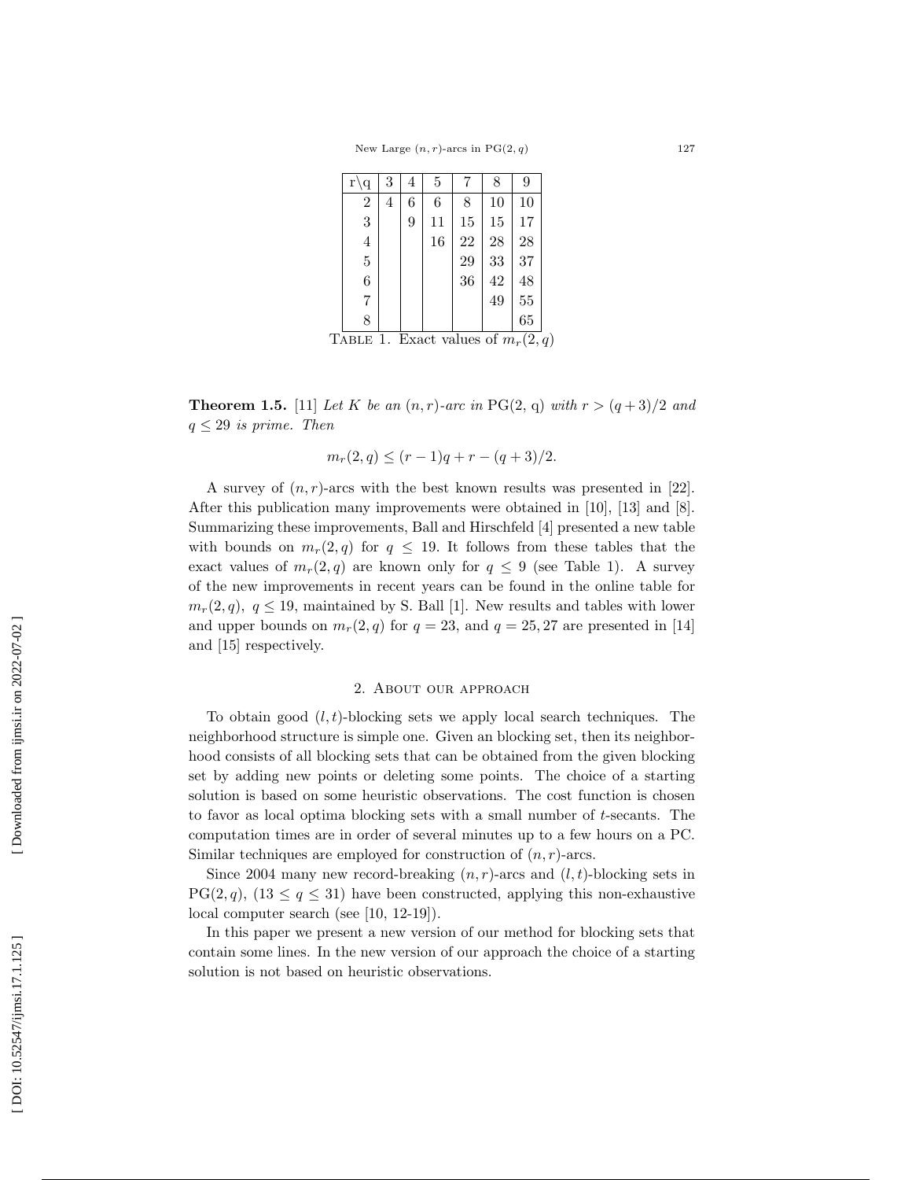| r\q | 3 | 4 | 5 | 7 | 8 | 9 |
|---|---|---|---|---|---|---|
| 2 | 4 | 6 | 6 | 8 | 10 | 10 |
| 3 | | 9 | 11 | 15 | 15 | 17 |
| 4 | | | 16 | 22 | 28 | 28 |
| 5 | | | | 29 | 33 | 37 |
| 6 | | | | 36 | 42 | 48 |
| 7 | | | | | 49 | 55 |
| 8 | | | | | | 65 |

TABLE 1. Exact values of $m_r(2, q)$

**Theorem 1.5.** [11] *Let $K$ be an $(n, r)$-arc in $\mathrm{PG}(2, q)$ with $r > (q+3)/2$ and $q \leq 29$ is prime. Then*

$$m_r(2, q) \leq (r-1)q + r - (q+3)/2.$$

A survey of $(n, r)$-arcs with the best known results was presented in [22]. After this publication many improvements were obtained in [10], [13] and [8]. Summarizing these improvements, Ball and Hirschfeld [4] presented a new table with bounds on $m_r(2, q)$ for $q \leq 19$. It follows from these tables that the exact values of $m_r(2, q)$ are known only for $q \leq 9$ (see Table 1). A survey of the new improvements in recent years can be found in the online table for $m_r(2, q)$, $q \leq 19$, maintained by S. Ball [1]. New results and tables with lower and upper bounds on $m_r(2, q)$ for $q = 23$, and $q = 25, 27$ are presented in [14] and [15] respectively.

## 2. About our approach

To obtain good $(l, t)$-blocking sets we apply local search techniques. The neighborhood structure is simple one. Given an blocking set, then its neighborhood consists of all blocking sets that can be obtained from the given blocking set by adding new points or deleting some points. The choice of a starting solution is based on some heuristic observations. The cost function is chosen to favor as local optima blocking sets with a small number of $t$-secants. The computation times are in order of several minutes up to a few hours on a PC. Similar techniques are employed for construction of $(n, r)$-arcs.

Since 2004 many new record-breaking $(n, r)$-arcs and $(l, t)$-blocking sets in $\mathrm{PG}(2, q)$, $(13 \leq q \leq 31)$ have been constructed, applying this non-exhaustive local computer search (see [10, 12-19]).

In this paper we present a new version of our method for blocking sets that contain some lines. In the new version of our approach the choice of a starting solution is not based on heuristic observations.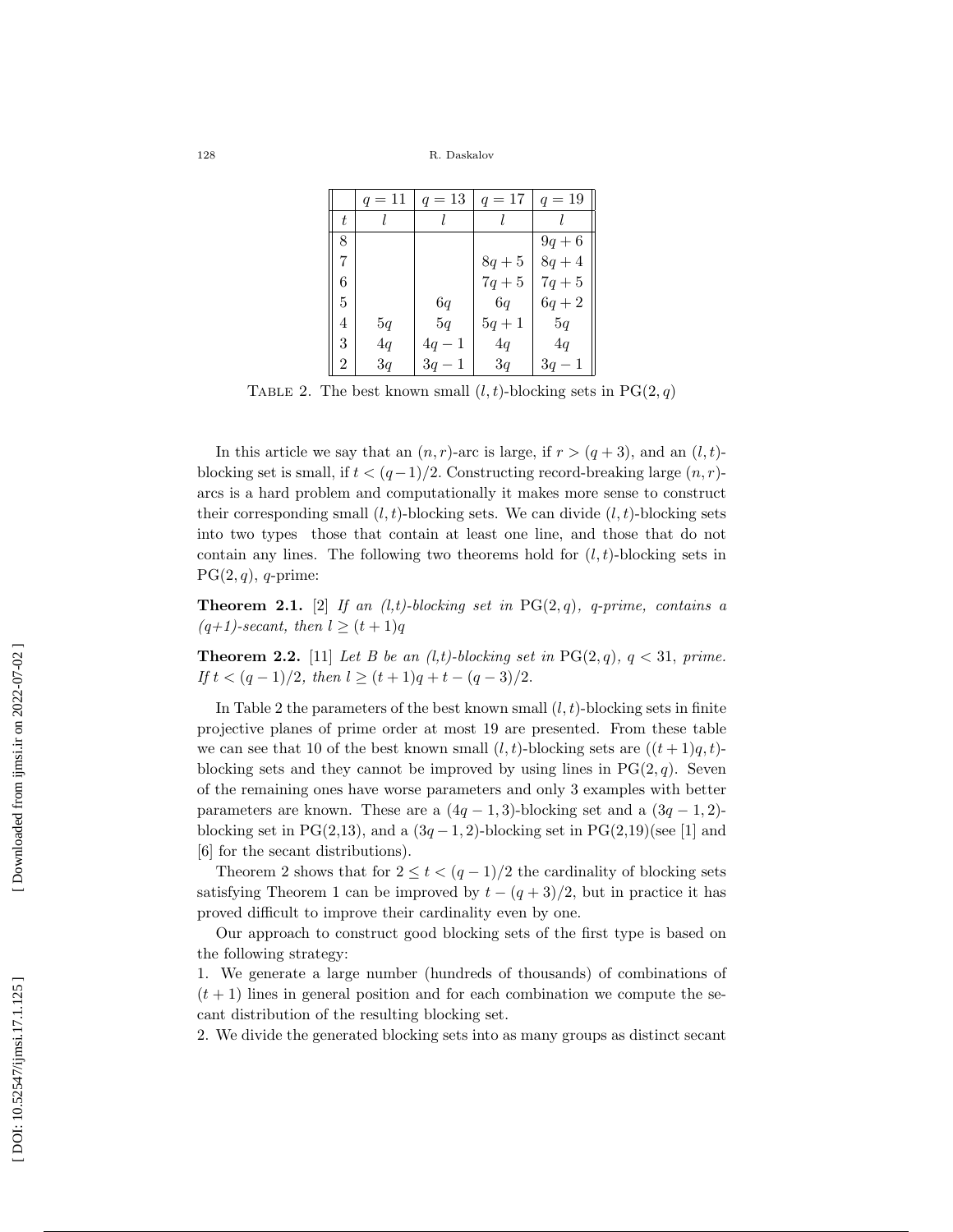| | $q=11$ | $q=13$ | $q=17$ | $q=19$ |
|---|---|---|---|---|
| $t$ | $l$ | $l$ | $l$ | $l$ |
| 8 | | | | $9q+6$ |
| 7 | | | $8q+5$ | $8q+4$ |
| 6 | | | $7q+5$ | $7q+5$ |
| 5 | | $6q$ | $6q$ | $6q+2$ |
| 4 | $5q$ | $5q$ | $5q+1$ | $5q$ |
| 3 | $4q$ | $4q-1$ | $4q$ | $4q$ |
| 2 | $3q$ | $3q-1$ | $3q$ | $3q-1$ |

TABLE 2. The best known small $(l,t)$-blocking sets in $\mathrm{PG}(2,q)$

In this article we say that an $(n,r)$-arc is large, if $r > (q+3)$, and an $(l,t)$-blocking set is small, if $t < (q-1)/2$. Constructing record-breaking large $(n,r)$-arcs is a hard problem and computationally it makes more sense to construct their corresponding small $(l,t)$-blocking sets. We can divide $(l,t)$-blocking sets into two types those that contain at least one line, and those that do not contain any lines. The following two theorems hold for $(l,t)$-blocking sets in $\mathrm{PG}(2,q)$, $q$-prime:

**Theorem 2.1.** [2] *If an (l,t)-blocking set in* $\mathrm{PG}(2,q)$*, q-prime, contains a (q+1)-secant, then* $l \geq (t+1)q$

**Theorem 2.2.** [11] *Let B be an (l,t)-blocking set in* $\mathrm{PG}(2,q)$*,* $q < 31$*, prime. If* $t < (q-1)/2$*, then* $l \geq (t+1)q + t - (q-3)/2$*.*

In Table 2 the parameters of the best known small $(l,t)$-blocking sets in finite projective planes of prime order at most 19 are presented. From these table we can see that 10 of the best known small $(l,t)$-blocking sets are $((t+1)q,t)$-blocking sets and they cannot be improved by using lines in $\mathrm{PG}(2,q)$. Seven of the remaining ones have worse parameters and only 3 examples with better parameters are known. These are a $(4q-1,3)$-blocking set and a $(3q-1,2)$-blocking set in PG(2,13), and a $(3q-1,2)$-blocking set in PG(2,19)(see [1] and [6] for the secant distributions).

Theorem 2 shows that for $2 \leq t < (q-1)/2$ the cardinality of blocking sets satisfying Theorem 1 can be improved by $t-(q+3)/2$, but in practice it has proved difficult to improve their cardinality even by one.

Our approach to construct good blocking sets of the first type is based on the following strategy:

1. We generate a large number (hundreds of thousands) of combinations of $(t+1)$ lines in general position and for each combination we compute the secant distribution of the resulting blocking set.
2. We divide the generated blocking sets into as many groups as distinct secant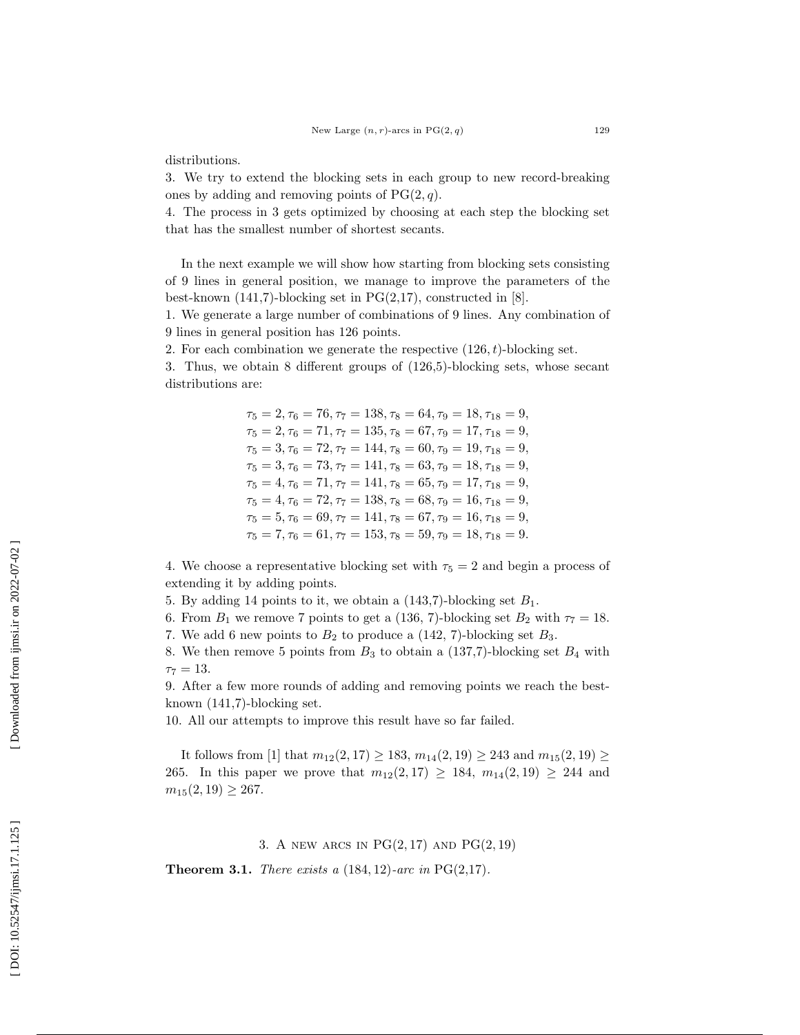distributions.

3. We try to extend the blocking sets in each group to new record-breaking ones by adding and removing points of $\mathrm{PG}(2,q)$.

4. The process in 3 gets optimized by choosing at each step the blocking set that has the smallest number of shortest secants.

In the next example we will show how starting from blocking sets consisting of 9 lines in general position, we manage to improve the parameters of the best-known (141,7)-blocking set in PG(2,17), constructed in [8].

1. We generate a large number of combinations of 9 lines. Any combination of 9 lines in general position has 126 points.

2. For each combination we generate the respective $(126,t)$-blocking set.

3. Thus, we obtain 8 different groups of (126,5)-blocking sets, whose secant distributions are:

$$\tau_5 = 2, \tau_6 = 76, \tau_7 = 138, \tau_8 = 64, \tau_9 = 18, \tau_{18} = 9,$$
$$\tau_5 = 2, \tau_6 = 71, \tau_7 = 135, \tau_8 = 67, \tau_9 = 17, \tau_{18} = 9,$$
$$\tau_5 = 3, \tau_6 = 72, \tau_7 = 144, \tau_8 = 60, \tau_9 = 19, \tau_{18} = 9,$$
$$\tau_5 = 3, \tau_6 = 73, \tau_7 = 141, \tau_8 = 63, \tau_9 = 18, \tau_{18} = 9,$$
$$\tau_5 = 4, \tau_6 = 71, \tau_7 = 141, \tau_8 = 65, \tau_9 = 17, \tau_{18} = 9,$$
$$\tau_5 = 4, \tau_6 = 72, \tau_7 = 138, \tau_8 = 68, \tau_9 = 16, \tau_{18} = 9,$$
$$\tau_5 = 5, \tau_6 = 69, \tau_7 = 141, \tau_8 = 67, \tau_9 = 16, \tau_{18} = 9,$$
$$\tau_5 = 7, \tau_6 = 61, \tau_7 = 153, \tau_8 = 59, \tau_9 = 18, \tau_{18} = 9.$$

4. We choose a representative blocking set with $\tau_5 = 2$ and begin a process of extending it by adding points.

5. By adding 14 points to it, we obtain a (143,7)-blocking set $B_1$.

6. From $B_1$ we remove 7 points to get a (136, 7)-blocking set $B_2$ with $\tau_7 = 18$.

7. We add 6 new points to $B_2$ to produce a (142, 7)-blocking set $B_3$.

8. We then remove 5 points from $B_3$ to obtain a (137,7)-blocking set $B_4$ with $\tau_7 = 13$.

9. After a few more rounds of adding and removing points we reach the best-known (141,7)-blocking set.

10. All our attempts to improve this result have so far failed.

It follows from [1] that $m_{12}(2,17) \geq 183$, $m_{14}(2,19) \geq 243$ and $m_{15}(2,19) \geq 265$. In this paper we prove that $m_{12}(2,17) \geq 184$, $m_{14}(2,19) \geq 244$ and $m_{15}(2,19) \geq 267$.

## 3. A new arcs in PG(2,17) and PG(2,19)

**Theorem 3.1.** *There exists a* $(184,12)$*-arc in* PG(2,17)*.*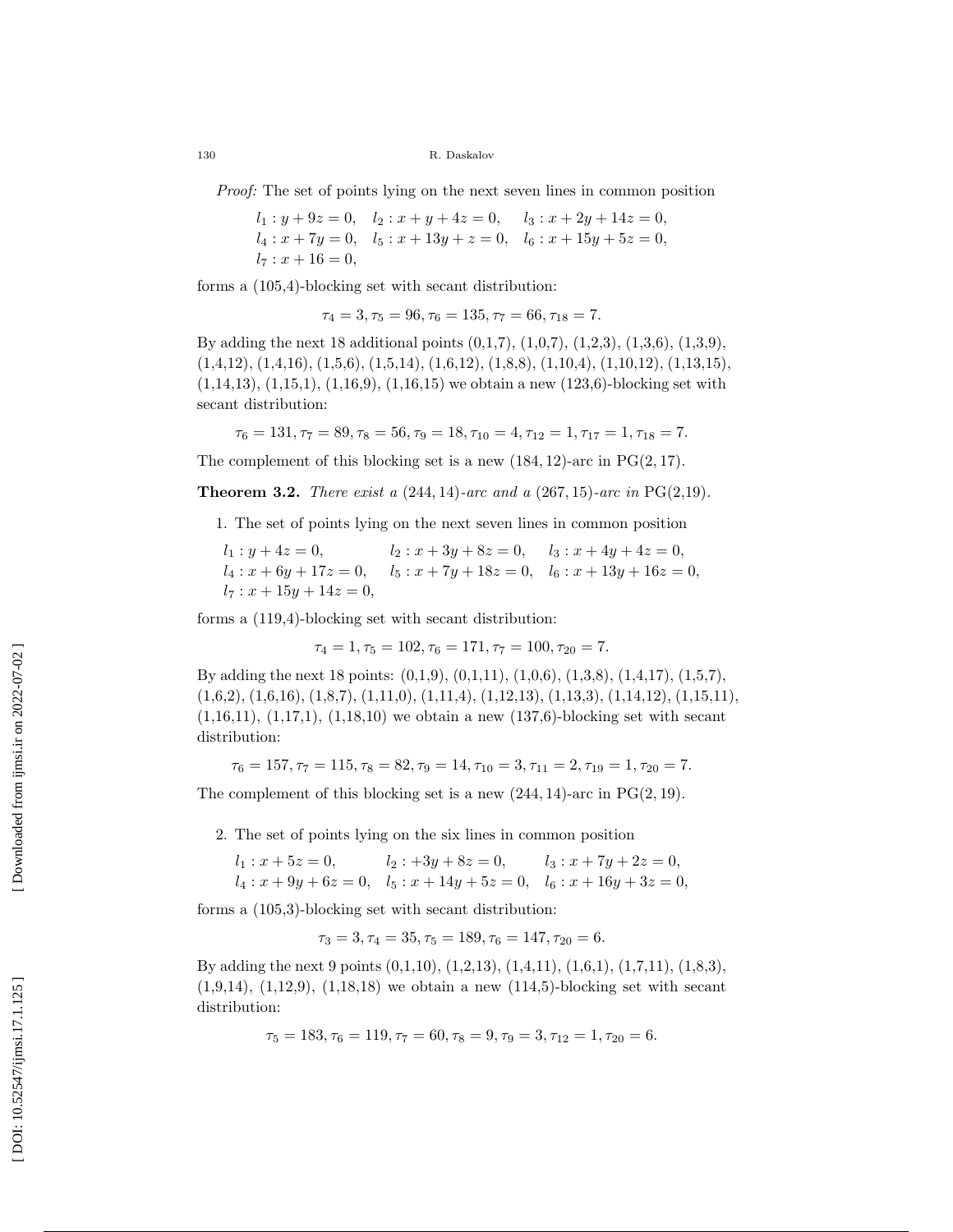*Proof:* The set of points lying on the next seven lines in common position

$$l_1 : y + 9z = 0, \quad l_2 : x + y + 4z = 0, \quad l_3 : x + 2y + 14z = 0,$$
$$l_4 : x + 7y = 0, \quad l_5 : x + 13y + z = 0, \quad l_6 : x + 15y + 5z = 0,$$
$$l_7 : x + 16 = 0,$$

forms a (105,4)-blocking set with secant distribution:

$$\tau_4 = 3, \tau_5 = 96, \tau_6 = 135, \tau_7 = 66, \tau_{18} = 7.$$

By adding the next 18 additional points (0,1,7), (1,0,7), (1,2,3), (1,3,6), (1,3,9), (1,4,12), (1,4,16), (1,5,6), (1,5,14), (1,6,12), (1,8,8), (1,10,4), (1,10,12), (1,13,15), (1,14,13), (1,15,1), (1,16,9), (1,16,15) we obtain a new (123,6)-blocking set with secant distribution:

$$\tau_6 = 131, \tau_7 = 89, \tau_8 = 56, \tau_9 = 18, \tau_{10} = 4, \tau_{12} = 1, \tau_{17} = 1, \tau_{18} = 7.$$

The complement of this blocking set is a new $(184, 12)$-arc in PG$(2, 17)$.

**Theorem 3.2.** *There exist a $(244, 14)$-arc and a $(267, 15)$-arc in* PG(2,19).

1. The set of points lying on the next seven lines in common position

$$l_1 : y + 4z = 0, \quad l_2 : x + 3y + 8z = 0, \quad l_3 : x + 4y + 4z = 0,$$
$$l_4 : x + 6y + 17z = 0, \quad l_5 : x + 7y + 18z = 0, \quad l_6 : x + 13y + 16z = 0,$$
$$l_7 : x + 15y + 14z = 0,$$

forms a (119,4)-blocking set with secant distribution:

$$\tau_4 = 1, \tau_5 = 102, \tau_6 = 171, \tau_7 = 100, \tau_{20} = 7.$$

By adding the next 18 points: (0,1,9), (0,1,11), (1,0,6), (1,3,8), (1,4,17), (1,5,7), (1,6,2), (1,6,16), (1,8,7), (1,11,0), (1,11,4), (1,12,13), (1,13,3), (1,14,12), (1,15,11), (1,16,11), (1,17,1), (1,18,10) we obtain a new (137,6)-blocking set with secant distribution:

$$\tau_6 = 157, \tau_7 = 115, \tau_8 = 82, \tau_9 = 14, \tau_{10} = 3, \tau_{11} = 2, \tau_{19} = 1, \tau_{20} = 7.$$

The complement of this blocking set is a new $(244, 14)$-arc in PG$(2, 19)$.

2. The set of points lying on the six lines in common position

$$l_1 : x + 5z = 0, \quad l_2 : +3y + 8z = 0, \quad l_3 : x + 7y + 2z = 0,$$
$$l_4 : x + 9y + 6z = 0, \quad l_5 : x + 14y + 5z = 0, \quad l_6 : x + 16y + 3z = 0,$$

forms a (105,3)-blocking set with secant distribution:

$$\tau_3 = 3, \tau_4 = 35, \tau_5 = 189, \tau_6 = 147, \tau_{20} = 6.$$

By adding the next 9 points (0,1,10), (1,2,13), (1,4,11), (1,6,1), (1,7,11), (1,8,3), (1,9,14), (1,12,9), (1,18,18) we obtain a new (114,5)-blocking set with secant distribution:

$$\tau_5 = 183, \tau_6 = 119, \tau_7 = 60, \tau_8 = 9, \tau_9 = 3, \tau_{12} = 1, \tau_{20} = 6.$$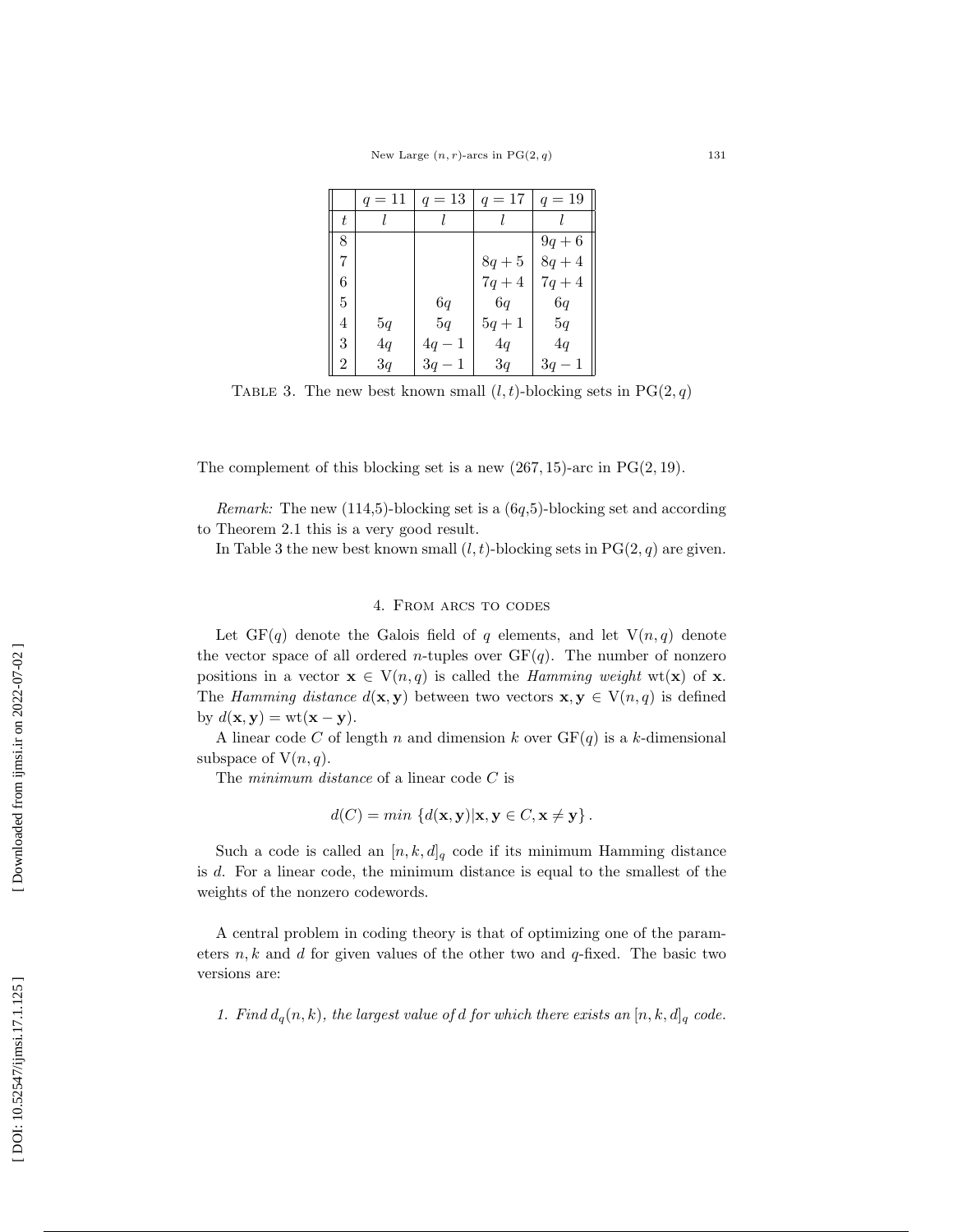|  | $q = 11$ | $q = 13$ | $q = 17$ | $q = 19$ |
|---|---|---|---|---|
| $t$ | $l$ | $l$ | $l$ | $l$ |
| 8 |  |  |  | $9q + 6$ |
| 7 |  |  | $8q + 5$ | $8q + 4$ |
| 6 |  |  | $7q + 4$ | $7q + 4$ |
| 5 |  | $6q$ | $6q$ | $6q$ |
| 4 | $5q$ | $5q$ | $5q + 1$ | $5q$ |
| 3 | $4q$ | $4q - 1$ | $4q$ | $4q$ |
| 2 | $3q$ | $3q - 1$ | $3q$ | $3q - 1$ |

TABLE 3. The new best known small $(l, t)$-blocking sets in $\mathrm{PG}(2, q)$

The complement of this blocking set is a new $(267, 15)$-arc in $\mathrm{PG}(2, 19)$.

*Remark:* The new (114,5)-blocking set is a (6$q$,5)-blocking set and according to Theorem 2.1 this is a very good result.

In Table 3 the new best known small $(l, t)$-blocking sets in $\mathrm{PG}(2, q)$ are given.

## 4. From arcs to codes

Let $\mathrm{GF}(q)$ denote the Galois field of $q$ elements, and let $\mathrm{V}(n, q)$ denote the vector space of all ordered $n$-tuples over $\mathrm{GF}(q)$. The number of nonzero positions in a vector $\mathbf{x} \in \mathrm{V}(n, q)$ is called the *Hamming weight* $\mathrm{wt}(\mathbf{x})$ of $\mathbf{x}$. The *Hamming distance* $d(\mathbf{x}, \mathbf{y})$ between two vectors $\mathbf{x}, \mathbf{y} \in \mathrm{V}(n, q)$ is defined by $d(\mathbf{x}, \mathbf{y}) = \mathrm{wt}(\mathbf{x} - \mathbf{y})$.

A linear code $C$ of length $n$ and dimension $k$ over $\mathrm{GF}(q)$ is a $k$-dimensional subspace of $\mathrm{V}(n, q)$.

The *minimum distance* of a linear code $C$ is

$$d(C) = min\ \{d(\mathbf{x}, \mathbf{y}) | \mathbf{x}, \mathbf{y} \in C, \mathbf{x} \neq \mathbf{y}\}.$$

Such a code is called an $[n, k, d]_q$ code if its minimum Hamming distance is $d$. For a linear code, the minimum distance is equal to the smallest of the weights of the nonzero codewords.

A central problem in coding theory is that of optimizing one of the parameters $n, k$ and $d$ for given values of the other two and $q$-fixed. The basic two versions are:

*1. Find $d_q(n, k)$, the largest value of $d$ for which there exists an $[n, k, d]_q$ code.*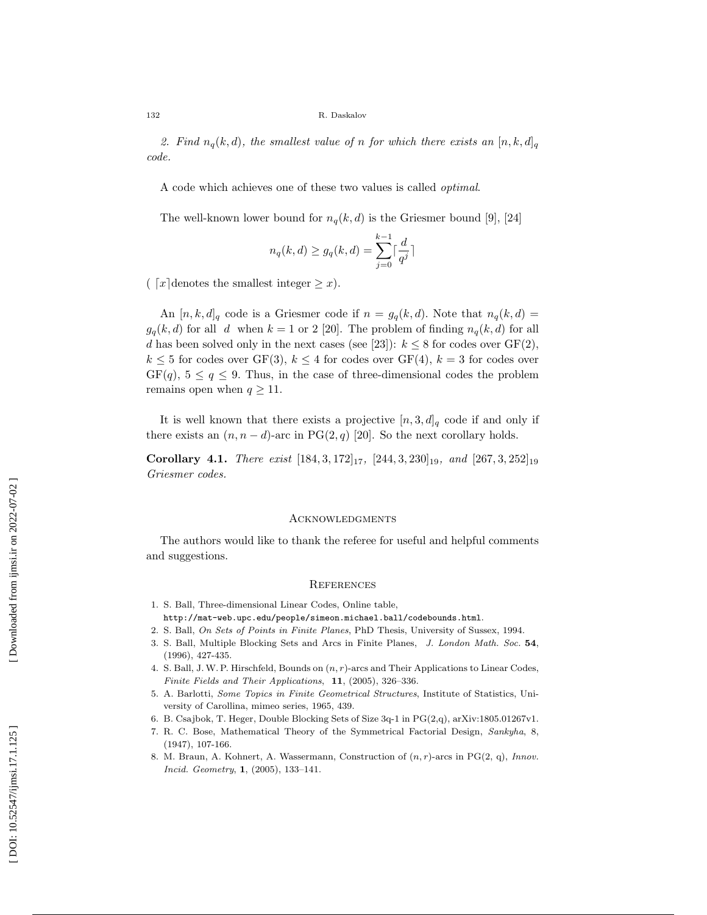*2. Find $n_q(k, d)$, the smallest value of $n$ for which there exists an $[n, k, d]_q$ code.*

A code which achieves one of these two values is called *optimal*.

The well-known lower bound for $n_q(k, d)$ is the Griesmer bound [9], [24]

$$n_q(k, d) \geq g_q(k, d) = \sum_{j=0}^{k-1} \lceil \frac{d}{q^j} \rceil$$

( $\lceil x \rceil$denotes the smallest integer $\geq x$).

An $[n, k, d]_q$ code is a Griesmer code if $n = g_q(k, d)$. Note that $n_q(k, d) = g_q(k, d)$ for all $d$ when $k = 1$ or 2 [20]. The problem of finding $n_q(k, d)$ for all $d$ has been solved only in the next cases (see [23]): $k \leq 8$ for codes over GF(2), $k \leq 5$ for codes over GF(3), $k \leq 4$ for codes over GF(4), $k = 3$ for codes over GF($q$), $5 \leq q \leq 9$. Thus, in the case of three-dimensional codes the problem remains open when $q \geq 11$.

It is well known that there exists a projective $[n, 3, d]_q$ code if and only if there exists an $(n, n-d)$-arc in PG$(2, q)$ [20]. So the next corollary holds.

**Corollary 4.1.** *There exist* $[184, 3, 172]_{17}$*,* $[244, 3, 230]_{19}$*, and* $[267, 3, 252]_{19}$ *Griesmer codes.*

## Acknowledgments

The authors would like to thank the referee for useful and helpful comments and suggestions.

## References

1. S. Ball, Three-dimensional Linear Codes, Online table, http://mat-web.upc.edu/people/simeon.michael.ball/codebounds.html.
2. S. Ball, *On Sets of Points in Finite Planes*, PhD Thesis, University of Sussex, 1994.
3. S. Ball, Multiple Blocking Sets and Arcs in Finite Planes, *J. London Math. Soc.* **54**, (1996), 427-435.
4. S. Ball, J. W. P. Hirschfeld, Bounds on $(n, r)$-arcs and Their Applications to Linear Codes, *Finite Fields and Their Applications*, **11**, (2005), 326–336.
5. A. Barlotti, *Some Topics in Finite Geometrical Structures*, Institute of Statistics, University of Carollina, mimeo series, 1965, 439.
6. B. Csajbok, T. Heger, Double Blocking Sets of Size 3q-1 in PG(2,q), arXiv:1805.01267v1.
7. R. C. Bose, Mathematical Theory of the Symmetrical Factorial Design, *Sankyha*, 8, (1947), 107-166.
8. M. Braun, A. Kohnert, A. Wassermann, Construction of $(n, r)$-arcs in PG(2, q), *Innov. Incid. Geometry*, **1**, (2005), 133–141.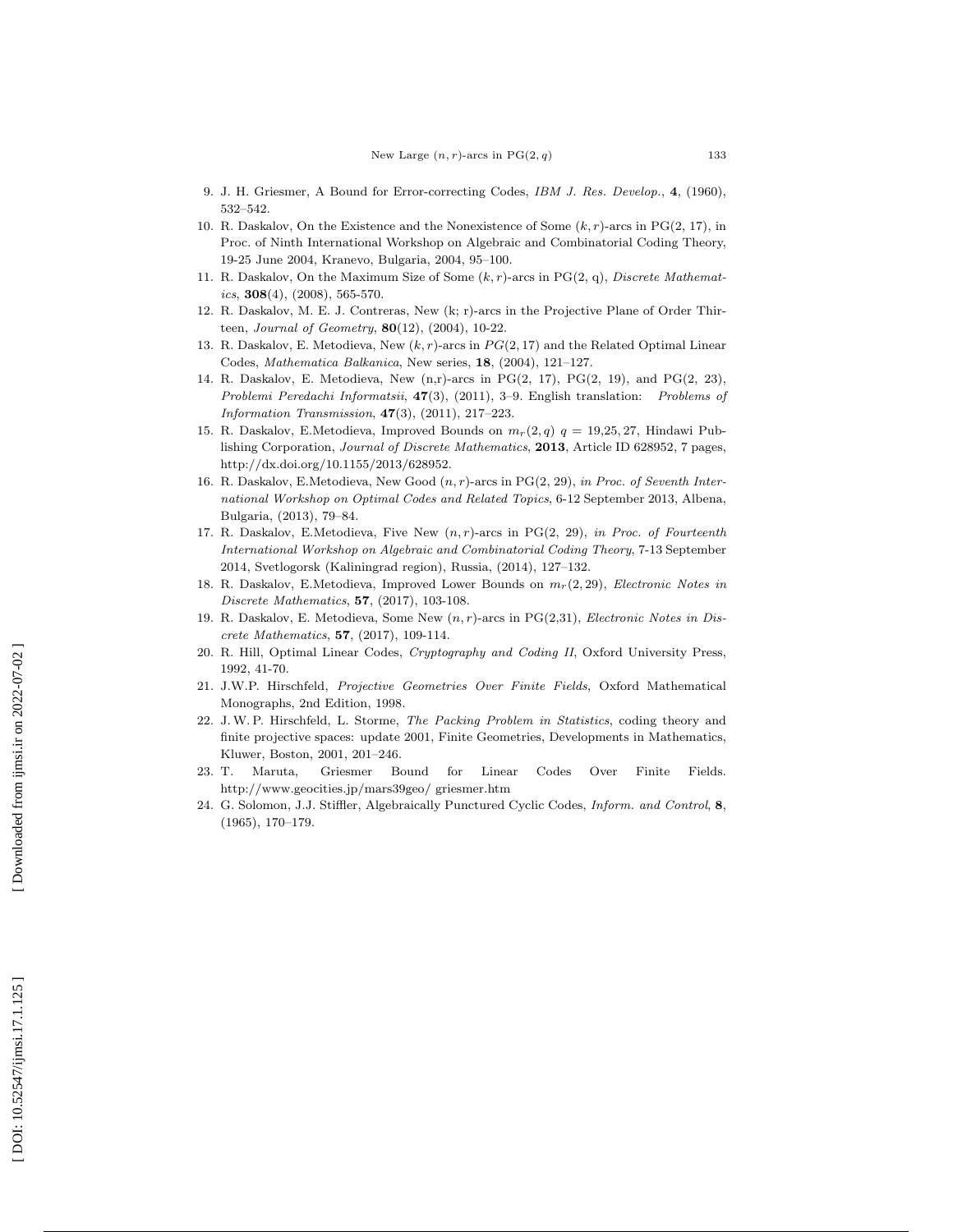9. J. H. Griesmer, A Bound for Error-correcting Codes, *IBM J. Res. Develop.*, **4**, (1960), 532–542.
10. R. Daskalov, On the Existence and the Nonexistence of Some $(k, r)$-arcs in PG(2, 17), in Proc. of Ninth International Workshop on Algebraic and Combinatorial Coding Theory, 19-25 June 2004, Kranevo, Bulgaria, 2004, 95–100.
11. R. Daskalov, On the Maximum Size of Some $(k, r)$-arcs in PG(2, q), *Discrete Mathematics*, **308**(4), (2008), 565-570.
12. R. Daskalov, M. E. J. Contreras, New (k; r)-arcs in the Projective Plane of Order Thirteen, *Journal of Geometry*, **80**(12), (2004), 10-22.
13. R. Daskalov, E. Metodieva, New $(k, r)$-arcs in $PG(2, 17)$ and the Related Optimal Linear Codes, *Mathematica Balkanica*, New series, **18**, (2004), 121–127.
14. R. Daskalov, E. Metodieva, New (n,r)-arcs in PG(2, 17), PG(2, 19), and PG(2, 23), *Problemi Peredachi Informatsii*, **47**(3), (2011), 3–9. English translation: *Problems of Information Transmission*, **47**(3), (2011), 217–223.
15. R. Daskalov, E.Metodieva, Improved Bounds on $m_r(2, q)$ $q = 19, 25, 27$, Hindawi Publishing Corporation, *Journal of Discrete Mathematics*, **2013**, Article ID 628952, 7 pages, http://dx.doi.org/10.1155/2013/628952.
16. R. Daskalov, E.Metodieva, New Good $(n, r)$-arcs in PG(2, 29), *in Proc. of Seventh International Workshop on Optimal Codes and Related Topics*, 6-12 September 2013, Albena, Bulgaria, (2013), 79–84.
17. R. Daskalov, E.Metodieva, Five New $(n, r)$-arcs in PG(2, 29), *in Proc. of Fourteenth International Workshop on Algebraic and Combinatorial Coding Theory*, 7-13 September 2014, Svetlogorsk (Kaliningrad region), Russia, (2014), 127–132.
18. R. Daskalov, E.Metodieva, Improved Lower Bounds on $m_r(2, 29)$, *Electronic Notes in Discrete Mathematics*, **57**, (2017), 103-108.
19. R. Daskalov, E. Metodieva, Some New $(n, r)$-arcs in PG(2,31), *Electronic Notes in Discrete Mathematics*, **57**, (2017), 109-114.
20. R. Hill, Optimal Linear Codes, *Cryptography and Coding II*, Oxford University Press, 1992, 41-70.
21. J.W.P. Hirschfeld, *Projective Geometries Over Finite Fields*, Oxford Mathematical Monographs, 2nd Edition, 1998.
22. J. W. P. Hirschfeld, L. Storme, *The Packing Problem in Statistics*, coding theory and finite projective spaces: update 2001, Finite Geometries, Developments in Mathematics, Kluwer, Boston, 2001, 201–246.
23. T. Maruta, Griesmer Bound for Linear Codes Over Finite Fields. http://www.geocities.jp/mars39geo/ griesmer.htm
24. G. Solomon, J.J. Stiffler, Algebraically Punctured Cyclic Codes, *Inform. and Control*, **8**, (1965), 170–179.